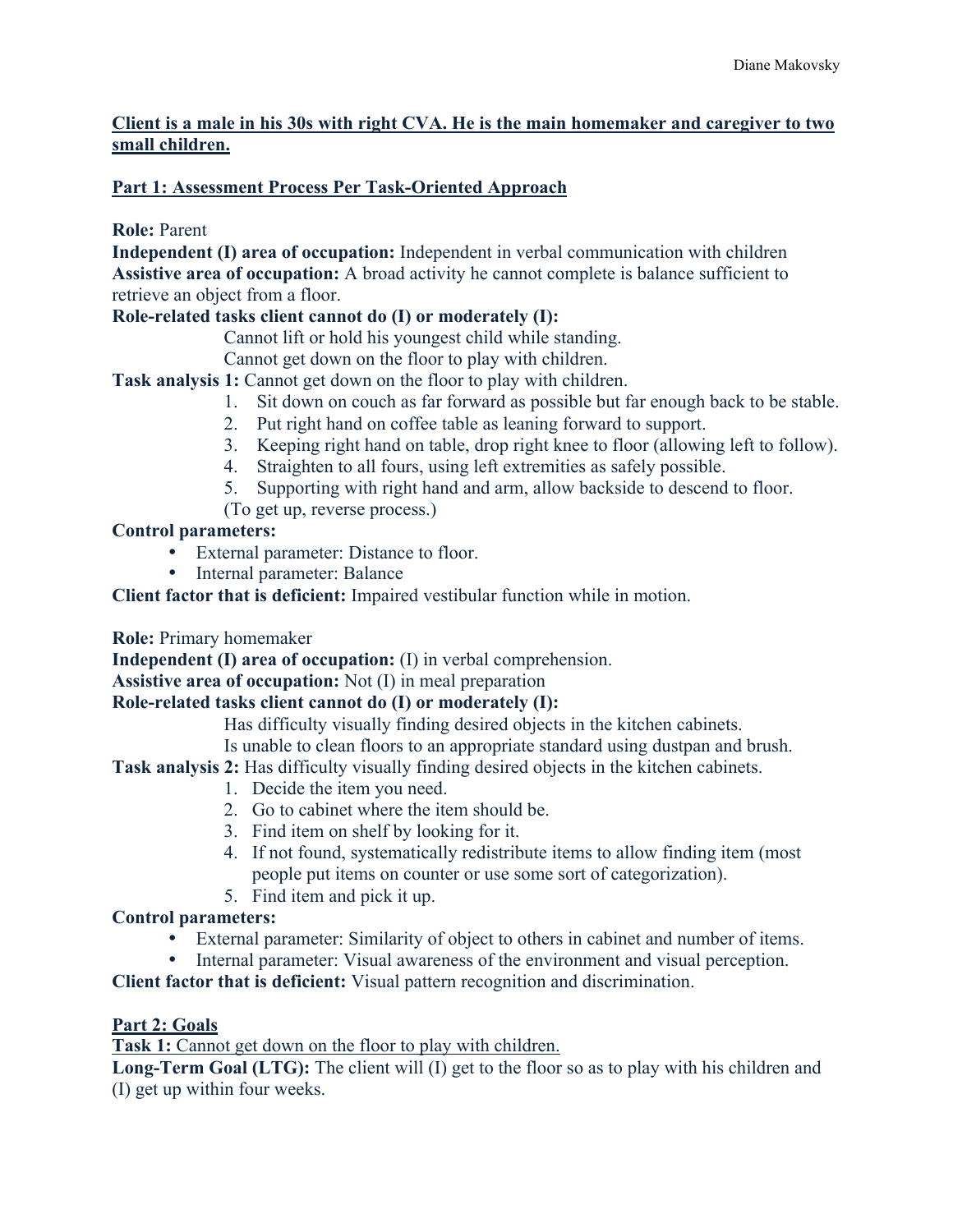**Client is a male in his 30s with right CVA. He is the main homemaker and caregiver to two small children.**

## Part 1: Assessment Process Per Task-Oriented Approach

**Role:** Parent

**Independent (I) area of occupation:** Independent in verbal communication with children

**Assistive area of occupation:** A broad activity he cannot complete is balance sufficient to retrieve an object from a floor.

**Role-related tasks client cannot do (I) or moderately (I):**

Cannot lift or hold his youngest child while standing.

Cannot get down on the floor to play with children.

**Task analysis 1:** Cannot get down on the floor to play with children.

1. Sit down on couch as far forward as possible but far enough back to be stable.
2. Put right hand on coffee table as leaning forward to support.
3. Keeping right hand on table, drop right knee to floor (allowing left to follow).
4. Straighten to all fours, using left extremities as safely possible.
5. Supporting with right hand and arm, allow backside to descend to floor.

(To get up, reverse process.)

**Control parameters:**

- External parameter: Distance to floor.
- Internal parameter: Balance

**Client factor that is deficient:** Impaired vestibular function while in motion.

**Role:** Primary homemaker

**Independent (I) area of occupation:** (I) in verbal comprehension.

**Assistive area of occupation:** Not (I) in meal preparation

**Role-related tasks client cannot do (I) or moderately (I):**

Has difficulty visually finding desired objects in the kitchen cabinets.

Is unable to clean floors to an appropriate standard using dustpan and brush.

**Task analysis 2:** Has difficulty visually finding desired objects in the kitchen cabinets.

1. Decide the item you need.
2. Go to cabinet where the item should be.
3. Find item on shelf by looking for it.
4. If not found, systematically redistribute items to allow finding item (most people put items on counter or use some sort of categorization).
5. Find item and pick it up.

**Control parameters:**

- External parameter: Similarity of object to others in cabinet and number of items.
- Internal parameter: Visual awareness of the environment and visual perception.

**Client factor that is deficient:** Visual pattern recognition and discrimination.

## Part 2: Goals

**Task 1:** Cannot get down on the floor to play with children.

**Long-Term Goal (LTG):** The client will (I) get to the floor so as to play with his children and (I) get up within four weeks.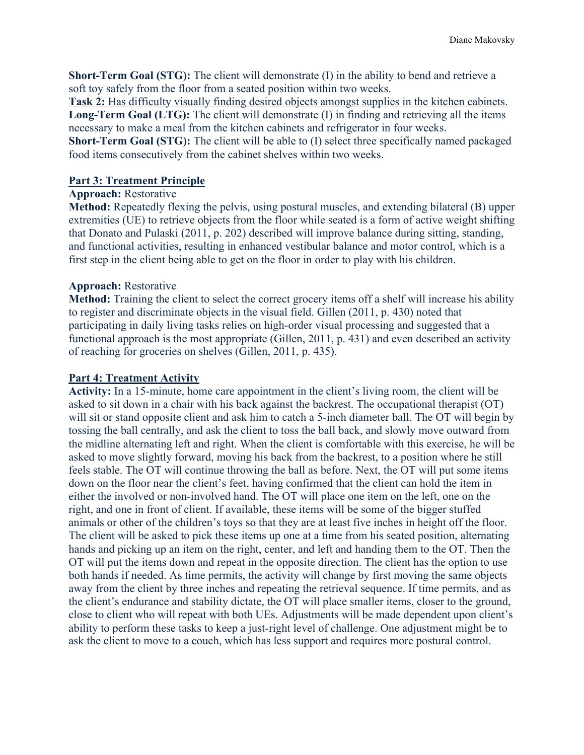**Short-Term Goal (STG):** The client will demonstrate (I) in the ability to bend and retrieve a soft toy safely from the floor from a seated position within two weeks.

**Task 2:** Has difficulty visually finding desired objects amongst supplies in the kitchen cabinets.

**Long-Term Goal (LTG):** The client will demonstrate (I) in finding and retrieving all the items necessary to make a meal from the kitchen cabinets and refrigerator in four weeks.

**Short-Term Goal (STG):** The client will be able to (I) select three specifically named packaged food items consecutively from the cabinet shelves within two weeks.

## Part 3: Treatment Principle

**Approach:** Restorative

**Method:** Repeatedly flexing the pelvis, using postural muscles, and extending bilateral (B) upper extremities (UE) to retrieve objects from the floor while seated is a form of active weight shifting that Donato and Pulaski (2011, p. 202) described will improve balance during sitting, standing, and functional activities, resulting in enhanced vestibular balance and motor control, which is a first step in the client being able to get on the floor in order to play with his children.

**Approach:** Restorative

**Method:** Training the client to select the correct grocery items off a shelf will increase his ability to register and discriminate objects in the visual field. Gillen (2011, p. 430) noted that participating in daily living tasks relies on high-order visual processing and suggested that a functional approach is the most appropriate (Gillen, 2011, p. 431) and even described an activity of reaching for groceries on shelves (Gillen, 2011, p. 435).

## Part 4: Treatment Activity

**Activity:** In a 15-minute, home care appointment in the client's living room, the client will be asked to sit down in a chair with his back against the backrest. The occupational therapist (OT) will sit or stand opposite client and ask him to catch a 5-inch diameter ball. The OT will begin by tossing the ball centrally, and ask the client to toss the ball back, and slowly move outward from the midline alternating left and right. When the client is comfortable with this exercise, he will be asked to move slightly forward, moving his back from the backrest, to a position where he still feels stable. The OT will continue throwing the ball as before. Next, the OT will put some items down on the floor near the client's feet, having confirmed that the client can hold the item in either the involved or non-involved hand. The OT will place one item on the left, one on the right, and one in front of client. If available, these items will be some of the bigger stuffed animals or other of the children's toys so that they are at least five inches in height off the floor. The client will be asked to pick these items up one at a time from his seated position, alternating hands and picking up an item on the right, center, and left and handing them to the OT. Then the OT will put the items down and repeat in the opposite direction. The client has the option to use both hands if needed. As time permits, the activity will change by first moving the same objects away from the client by three inches and repeating the retrieval sequence. If time permits, and as the client's endurance and stability dictate, the OT will place smaller items, closer to the ground, close to client who will repeat with both UEs. Adjustments will be made dependent upon client's ability to perform these tasks to keep a just-right level of challenge. One adjustment might be to ask the client to move to a couch, which has less support and requires more postural control.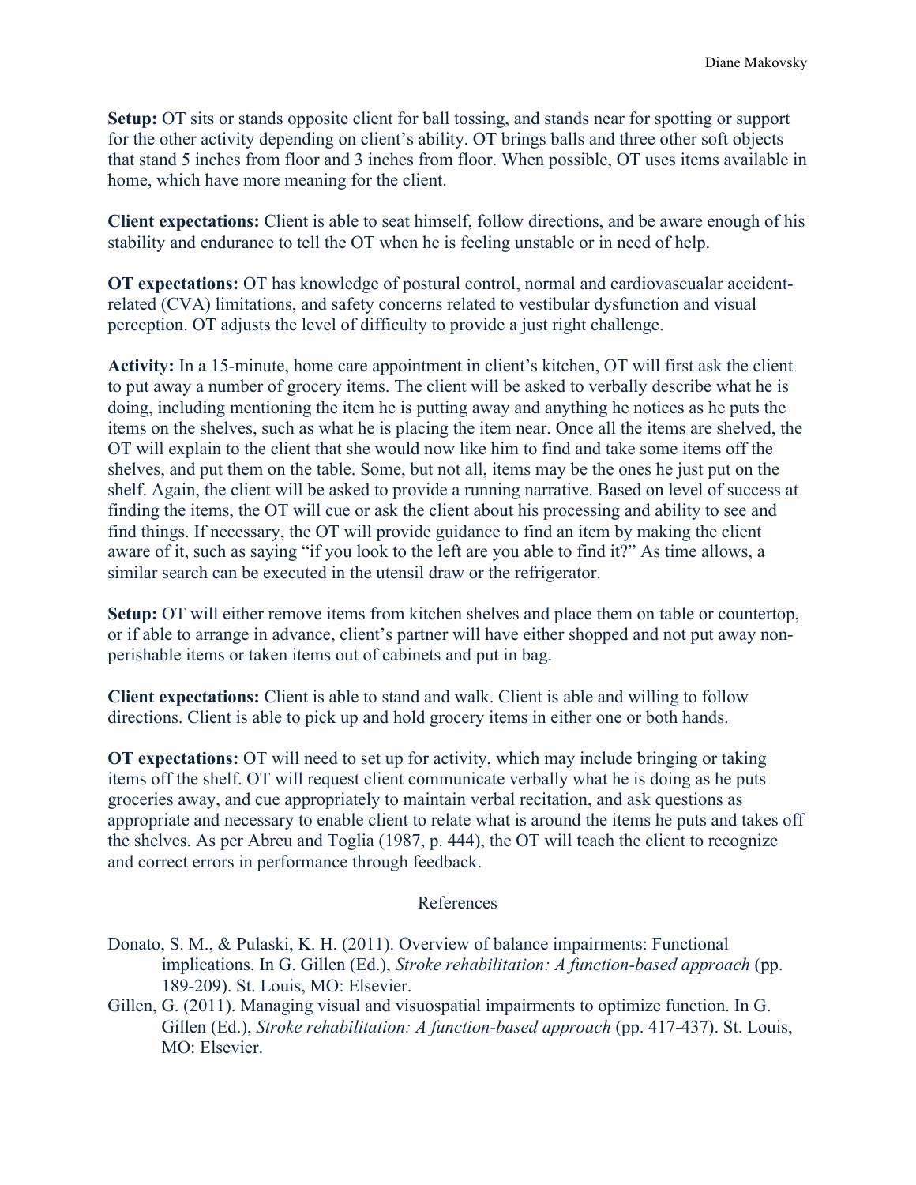**Setup:** OT sits or stands opposite client for ball tossing, and stands near for spotting or support for the other activity depending on client's ability. OT brings balls and three other soft objects that stand 5 inches from floor and 3 inches from floor. When possible, OT uses items available in home, which have more meaning for the client.

**Client expectations:** Client is able to seat himself, follow directions, and be aware enough of his stability and endurance to tell the OT when he is feeling unstable or in need of help.

**OT expectations:** OT has knowledge of postural control, normal and cardiovascular accident-related (CVA) limitations, and safety concerns related to vestibular dysfunction and visual perception. OT adjusts the level of difficulty to provide a just right challenge.

**Activity:** In a 15-minute, home care appointment in client's kitchen, OT will first ask the client to put away a number of grocery items. The client will be asked to verbally describe what he is doing, including mentioning the item he is putting away and anything he notices as he puts the items on the shelves, such as what he is placing the item near. Once all the items are shelved, the OT will explain to the client that she would now like him to find and take some items off the shelves, and put them on the table. Some, but not all, items may be the ones he just put on the shelf. Again, the client will be asked to provide a running narrative. Based on level of success at finding the items, the OT will cue or ask the client about his processing and ability to see and find things. If necessary, the OT will provide guidance to find an item by making the client aware of it, such as saying "if you look to the left are you able to find it?" As time allows, a similar search can be executed in the utensil draw or the refrigerator.

**Setup:** OT will either remove items from kitchen shelves and place them on table or countertop, or if able to arrange in advance, client's partner will have either shopped and not put away non-perishable items or taken items out of cabinets and put in bag.

**Client expectations:** Client is able to stand and walk. Client is able and willing to follow directions. Client is able to pick up and hold grocery items in either one or both hands.

**OT expectations:** OT will need to set up for activity, which may include bringing or taking items off the shelf. OT will request client communicate verbally what he is doing as he puts groceries away, and cue appropriately to maintain verbal recitation, and ask questions as appropriate and necessary to enable client to relate what is around the items he puts and takes off the shelves. As per Abreu and Toglia (1987, p. 444), the OT will teach the client to recognize and correct errors in performance through feedback.

## References

Donato, S. M., & Pulaski, K. H. (2011). Overview of balance impairments: Functional implications. In G. Gillen (Ed.), *Stroke rehabilitation: A function-based approach* (pp. 189-209). St. Louis, MO: Elsevier.

Gillen, G. (2011). Managing visual and visuospatial impairments to optimize function. In G. Gillen (Ed.), *Stroke rehabilitation: A function-based approach* (pp. 417-437). St. Louis, MO: Elsevier.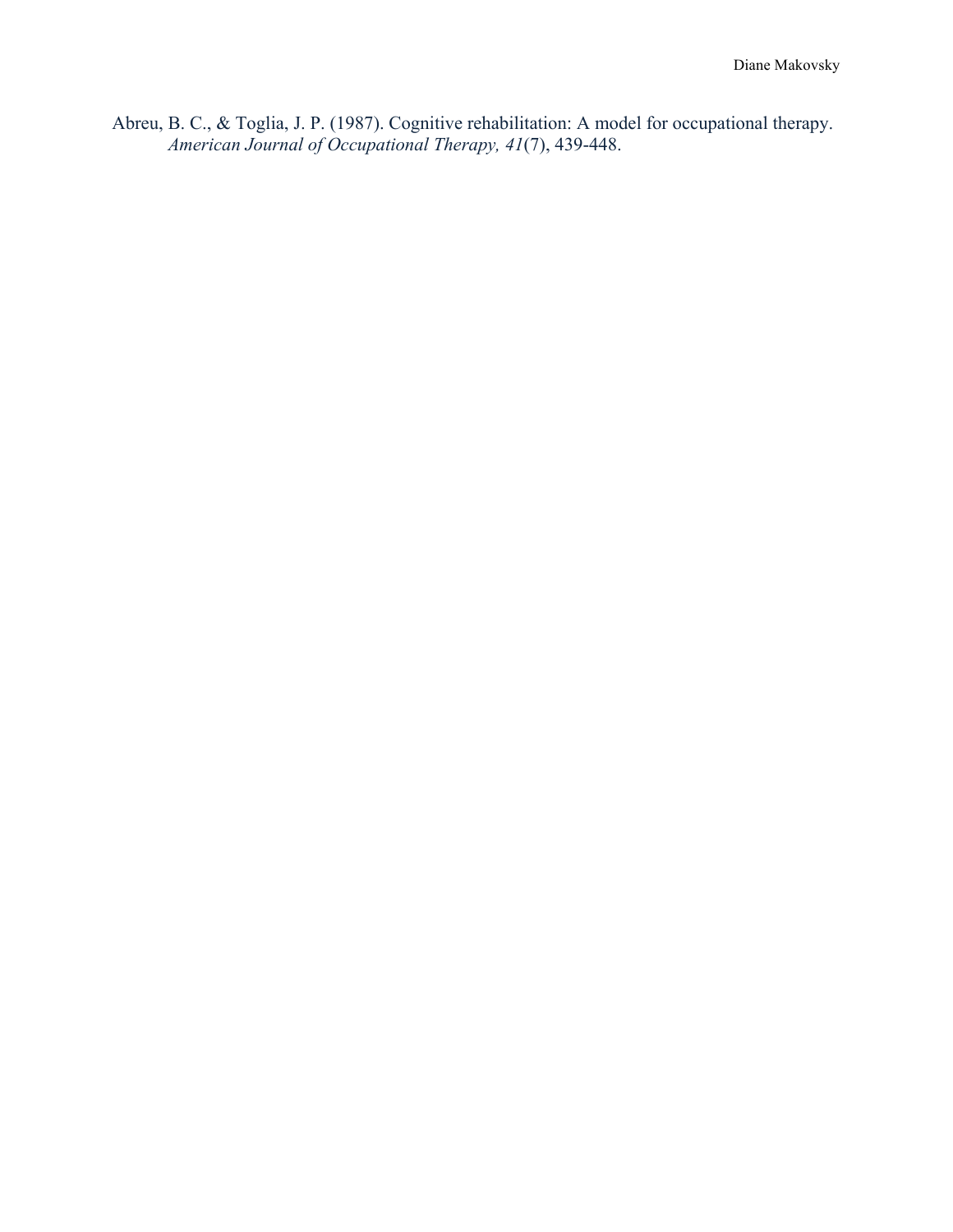Abreu, B. C., & Toglia, J. P. (1987). Cognitive rehabilitation: A model for occupational therapy. *American Journal of Occupational Therapy, 41*(7), 439-448.